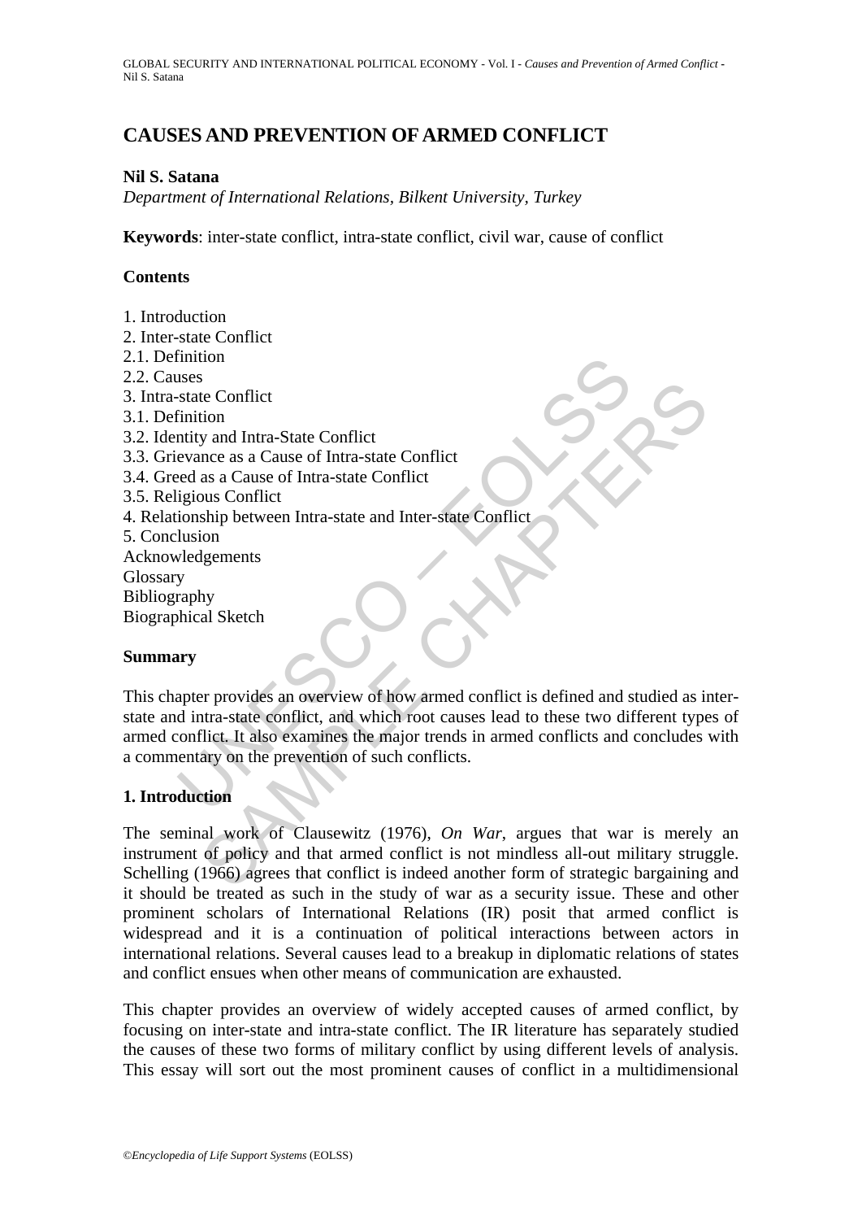# CAUSES AND PREVENTION OF ARMED CONFLICT

**Nil S. Satana**

*Department of International Relations, Bilkent University, Turkey*

**Keywords**: inter-state conflict, intra-state conflict, civil war, cause of conflict

## Contents

1. Introduction
2. Inter-state Conflict
2.1. Definition
2.2. Causes
3. Intra-state Conflict
3.1. Definition
3.2. Identity and Intra-State Conflict
3.3. Grievance as a Cause of Intra-state Conflict
3.4. Greed as a Cause of Intra-state Conflict
3.5. Religious Conflict
4. Relationship between Intra-state and Inter-state Conflict
5. Conclusion

Acknowledgements
Glossary
Bibliography
Biographical Sketch

## Summary

This chapter provides an overview of how armed conflict is defined and studied as inter-state and intra-state conflict, and which root causes lead to these two different types of armed conflict. It also examines the major trends in armed conflicts and concludes with a commentary on the prevention of such conflicts.

## 1. Introduction

The seminal work of Clausewitz (1976), *On War*, argues that war is merely an instrument of policy and that armed conflict is not mindless all-out military struggle. Schelling (1966) agrees that conflict is indeed another form of strategic bargaining and it should be treated as such in the study of war as a security issue. These and other prominent scholars of International Relations (IR) posit that armed conflict is widespread and it is a continuation of political interactions between actors in international relations. Several causes lead to a breakup in diplomatic relations of states and conflict ensues when other means of communication are exhausted.

This chapter provides an overview of widely accepted causes of armed conflict, by focusing on inter-state and intra-state conflict. The IR literature has separately studied the causes of these two forms of military conflict by using different levels of analysis. This essay will sort out the most prominent causes of conflict in a multidimensional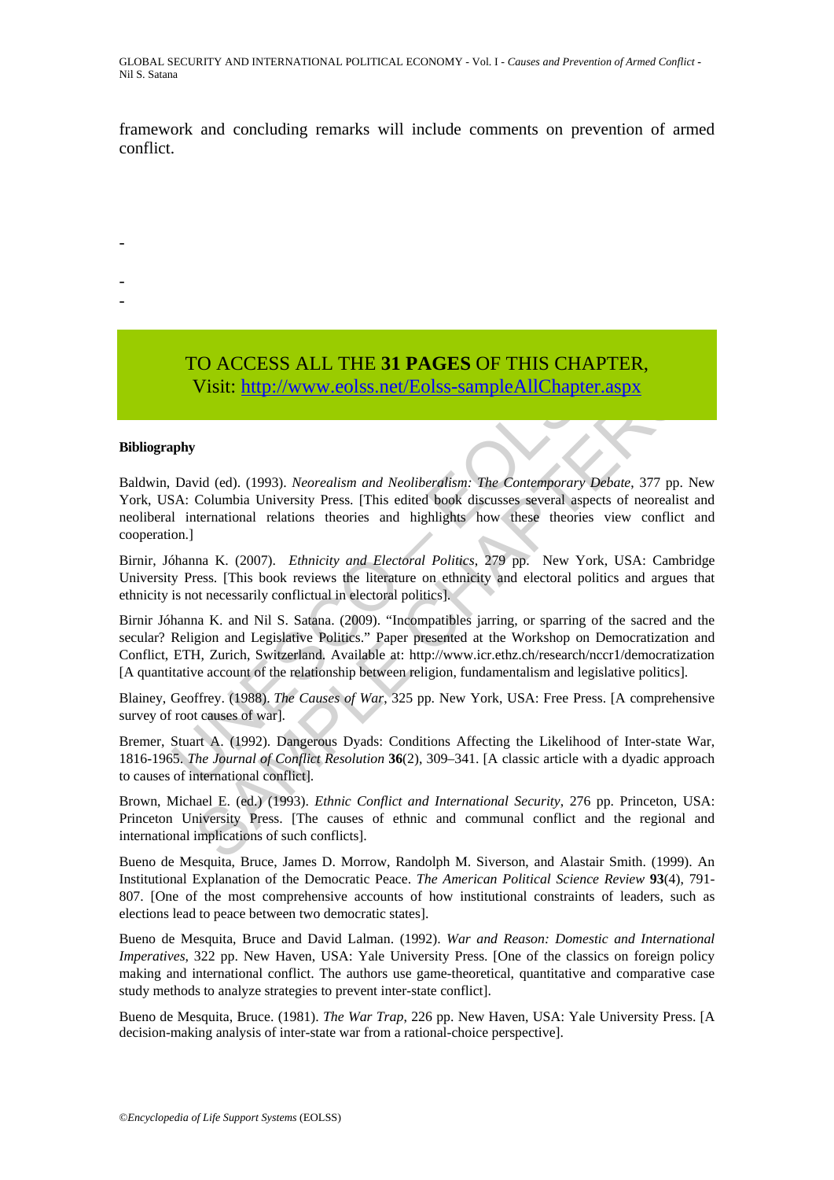framework and concluding remarks will include comments on prevention of armed conflict.

-

-

-

TO ACCESS ALL THE **31 PAGES** OF THIS CHAPTER,
Visit: http://www.eolss.net/Eolss-sampleAllChapter.aspx

**Bibliography**

Baldwin, David (ed). (1993). *Neorealism and Neoliberalism: The Contemporary Debate*, 377 pp. New York, USA: Columbia University Press. [This edited book discusses several aspects of neorealist and neoliberal international relations theories and highlights how these theories view conflict and cooperation.]

Birnir, Jóhanna K. (2007). *Ethnicity and Electoral Politics*, 279 pp. New York, USA: Cambridge University Press. [This book reviews the literature on ethnicity and electoral politics and argues that ethnicity is not necessarily conflictual in electoral politics].

Birnir Jóhanna K. and Nil S. Satana. (2009). "Incompatibles jarring, or sparring of the sacred and the secular? Religion and Legislative Politics." Paper presented at the Workshop on Democratization and Conflict, ETH, Zurich, Switzerland. Available at: http://www.icr.ethz.ch/research/nccr1/democratization [A quantitative account of the relationship between religion, fundamentalism and legislative politics].

Blainey, Geoffrey. (1988). *The Causes of War*, 325 pp. New York, USA: Free Press. [A comprehensive survey of root causes of war].

Bremer, Stuart A. (1992). Dangerous Dyads: Conditions Affecting the Likelihood of Inter-state War, 1816-1965. *The Journal of Conflict Resolution* **36**(2), 309–341. [A classic article with a dyadic approach to causes of international conflict].

Brown, Michael E. (ed.) (1993). *Ethnic Conflict and International Security*, 276 pp. Princeton, USA: Princeton University Press. [The causes of ethnic and communal conflict and the regional and international implications of such conflicts].

Bueno de Mesquita, Bruce, James D. Morrow, Randolph M. Siverson, and Alastair Smith. (1999). An Institutional Explanation of the Democratic Peace. *The American Political Science Review* **93**(4), 791-807. [One of the most comprehensive accounts of how institutional constraints of leaders, such as elections lead to peace between two democratic states].

Bueno de Mesquita, Bruce and David Lalman. (1992). *War and Reason: Domestic and International Imperatives*, 322 pp. New Haven, USA: Yale University Press. [One of the classics on foreign policy making and international conflict. The authors use game-theoretical, quantitative and comparative case study methods to analyze strategies to prevent inter-state conflict].

Bueno de Mesquita, Bruce. (1981). *The War Trap*, 226 pp. New Haven, USA: Yale University Press. [A decision-making analysis of inter-state war from a rational-choice perspective].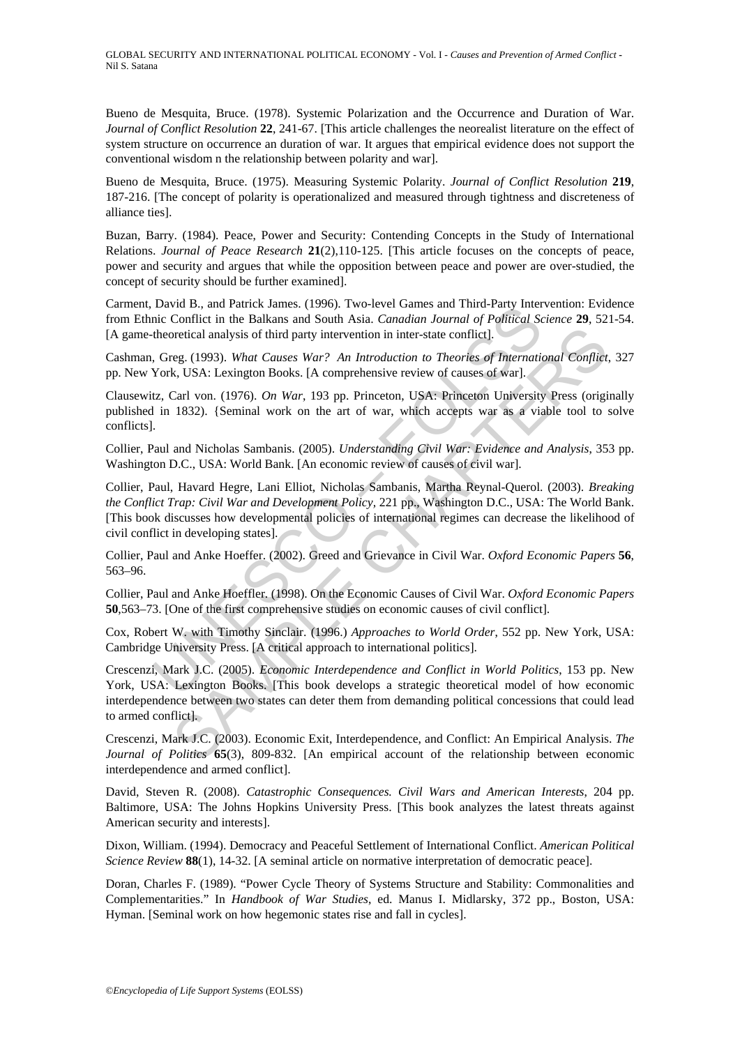Bueno de Mesquita, Bruce. (1978). Systemic Polarization and the Occurrence and Duration of War. *Journal of Conflict Resolution* **22**, 241-67. [This article challenges the neorealist literature on the effect of system structure on occurrence an duration of war. It argues that empirical evidence does not support the conventional wisdom n the relationship between polarity and war].

Bueno de Mesquita, Bruce. (1975). Measuring Systemic Polarity. *Journal of Conflict Resolution* **219**, 187-216. [The concept of polarity is operationalized and measured through tightness and discreteness of alliance ties].

Buzan, Barry. (1984). Peace, Power and Security: Contending Concepts in the Study of International Relations. *Journal of Peace Research* **21**(2),110-125. [This article focuses on the concepts of peace, power and security and argues that while the opposition between peace and power are over-studied, the concept of security should be further examined].

Carment, David B., and Patrick James. (1996). Two-level Games and Third-Party Intervention: Evidence from Ethnic Conflict in the Balkans and South Asia. *Canadian Journal of Political Science* **29**, 521-54. [A game-theoretical analysis of third party intervention in inter-state conflict].

Cashman, Greg. (1993). *What Causes War? An Introduction to Theories of International Conflict*, 327 pp. New York, USA: Lexington Books. [A comprehensive review of causes of war].

Clausewitz, Carl von. (1976). *On War*, 193 pp. Princeton, USA: Princeton University Press (originally published in 1832). {Seminal work on the art of war, which accepts war as a viable tool to solve conflicts].

Collier, Paul and Nicholas Sambanis. (2005). *Understanding Civil War: Evidence and Analysis*, 353 pp. Washington D.C., USA: World Bank. [An economic review of causes of civil war].

Collier, Paul, Havard Hegre, Lani Elliot, Nicholas Sambanis, Martha Reynal-Querol. (2003). *Breaking the Conflict Trap: Civil War and Development Policy*, 221 pp., Washington D.C., USA: The World Bank. [This book discusses how developmental policies of international regimes can decrease the likelihood of civil conflict in developing states].

Collier, Paul and Anke Hoeffer. (2002). Greed and Grievance in Civil War. *Oxford Economic Papers* **56**, 563–96.

Collier, Paul and Anke Hoeffler. (1998). On the Economic Causes of Civil War. *Oxford Economic Papers* **50**,563–73. [One of the first comprehensive studies on economic causes of civil conflict].

Cox, Robert W. with Timothy Sinclair. (1996.) *Approaches to World Order*, 552 pp. New York, USA: Cambridge University Press. [A critical approach to international politics].

Crescenzi, Mark J.C. (2005). *Economic Interdependence and Conflict in World Politics*, 153 pp. New York, USA: Lexington Books. [This book develops a strategic theoretical model of how economic interdependence between two states can deter them from demanding political concessions that could lead to armed conflict].

Crescenzi, Mark J.C. (2003). Economic Exit, Interdependence, and Conflict: An Empirical Analysis. *The Journal of Politics* **65**(3), 809-832. [An empirical account of the relationship between economic interdependence and armed conflict].

David, Steven R. (2008). *Catastrophic Consequences. Civil Wars and American Interests*, 204 pp. Baltimore, USA: The Johns Hopkins University Press. [This book analyzes the latest threats against American security and interests].

Dixon, William. (1994). Democracy and Peaceful Settlement of International Conflict. *American Political Science Review* **88**(1), 14-32. [A seminal article on normative interpretation of democratic peace].

Doran, Charles F. (1989). "Power Cycle Theory of Systems Structure and Stability: Commonalities and Complementarities." In *Handbook of War Studies*, ed. Manus I. Midlarsky, 372 pp., Boston, USA: Hyman. [Seminal work on how hegemonic states rise and fall in cycles].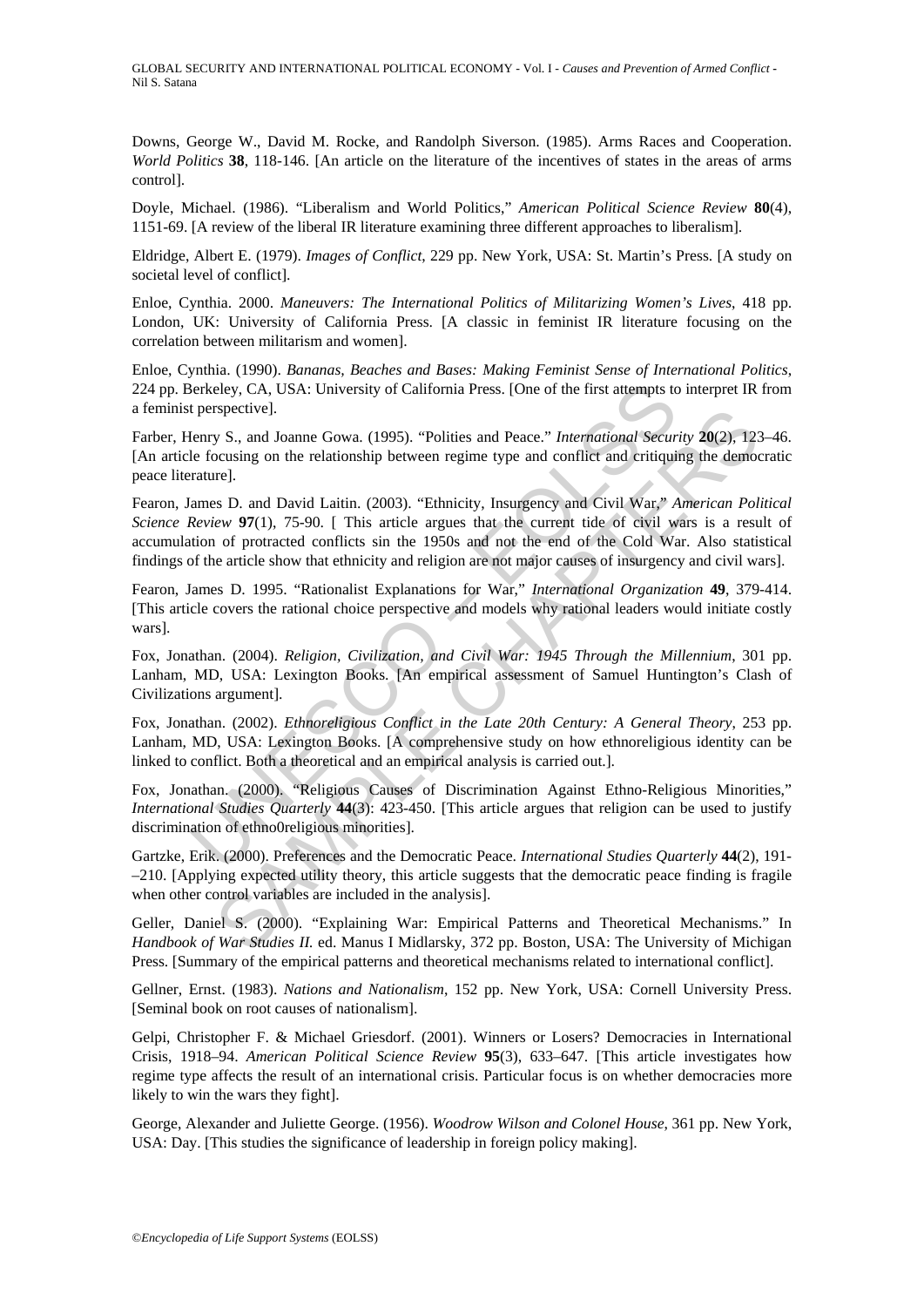Downs, George W., David M. Rocke, and Randolph Siverson. (1985). Arms Races and Cooperation. *World Politics* **38**, 118-146. [An article on the literature of the incentives of states in the areas of arms control].

Doyle, Michael. (1986). "Liberalism and World Politics," *American Political Science Review* **80**(4), 1151-69. [A review of the liberal IR literature examining three different approaches to liberalism].

Eldridge, Albert E. (1979). *Images of Conflict*, 229 pp. New York, USA: St. Martin's Press. [A study on societal level of conflict].

Enloe, Cynthia. 2000. *Maneuvers: The International Politics of Militarizing Women's Lives*, 418 pp. London, UK: University of California Press. [A classic in feminist IR literature focusing on the correlation between militarism and women].

Enloe, Cynthia. (1990). *Bananas, Beaches and Bases: Making Feminist Sense of International Politics*, 224 pp. Berkeley, CA, USA: University of California Press. [One of the first attempts to interpret IR from a feminist perspective].

Farber, Henry S., and Joanne Gowa. (1995). "Polities and Peace." *International Security* **20**(2), 123–46. [An article focusing on the relationship between regime type and conflict and critiquing the democratic peace literature].

Fearon, James D. and David Laitin. (2003). "Ethnicity, Insurgency and Civil War," *American Political Science Review* **97**(1), 75-90. [ This article argues that the current tide of civil wars is a result of accumulation of protracted conflicts sin the 1950s and not the end of the Cold War. Also statistical findings of the article show that ethnicity and religion are not major causes of insurgency and civil wars].

Fearon, James D. 1995. "Rationalist Explanations for War," *International Organization* **49**, 379-414. [This article covers the rational choice perspective and models why rational leaders would initiate costly wars].

Fox, Jonathan. (2004). *Religion, Civilization, and Civil War: 1945 Through the Millennium*, 301 pp. Lanham, MD, USA: Lexington Books. [An empirical assessment of Samuel Huntington's Clash of Civilizations argument].

Fox, Jonathan. (2002). *Ethnoreligious Conflict in the Late 20th Century: A General Theory*, 253 pp. Lanham, MD, USA: Lexington Books. [A comprehensive study on how ethnoreligious identity can be linked to conflict. Both a theoretical and an empirical analysis is carried out.].

Fox, Jonathan. (2000). "Religious Causes of Discrimination Against Ethno-Religious Minorities," *International Studies Quarterly* **44**(3): 423-450. [This article argues that religion can be used to justify discrimination of ethno0religious minorities].

Gartzke, Erik. (2000). Preferences and the Democratic Peace. *International Studies Quarterly* **44**(2), 191-–210. [Applying expected utility theory, this article suggests that the democratic peace finding is fragile when other control variables are included in the analysis].

Geller, Daniel S. (2000). "Explaining War: Empirical Patterns and Theoretical Mechanisms." In *Handbook of War Studies II.* ed. Manus I Midlarsky, 372 pp. Boston, USA: The University of Michigan Press. [Summary of the empirical patterns and theoretical mechanisms related to international conflict].

Gellner, Ernst. (1983). *Nations and Nationalism*, 152 pp. New York, USA: Cornell University Press. [Seminal book on root causes of nationalism].

Gelpi, Christopher F. & Michael Griesdorf. (2001). Winners or Losers? Democracies in International Crisis, 1918–94. *American Political Science Review* **95**(3), 633–647. [This article investigates how regime type affects the result of an international crisis. Particular focus is on whether democracies more likely to win the wars they fight].

George, Alexander and Juliette George. (1956). *Woodrow Wilson and Colonel House*, 361 pp. New York, USA: Day. [This studies the significance of leadership in foreign policy making].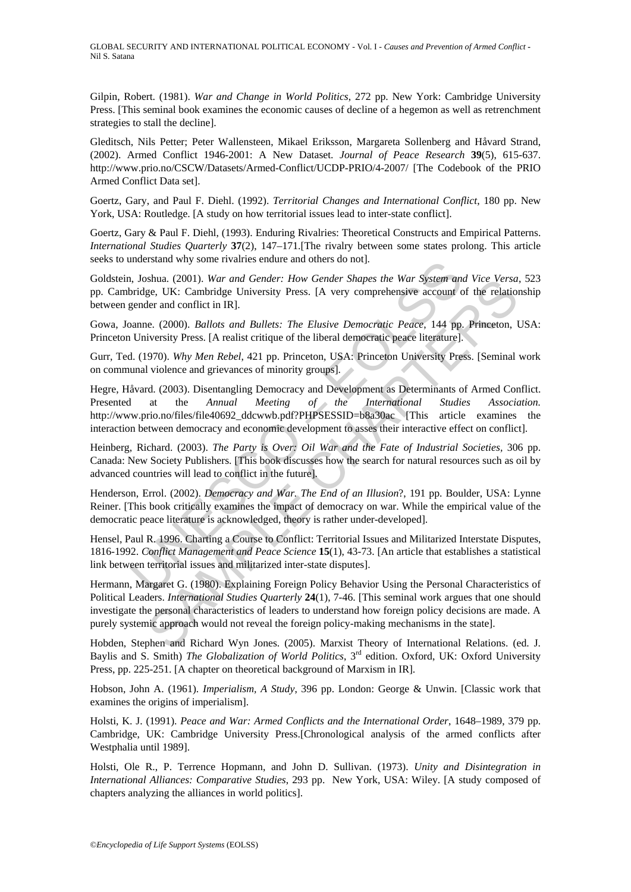Gilpin, Robert. (1981). *War and Change in World Politics*, 272 pp. New York: Cambridge University Press. [This seminal book examines the economic causes of decline of a hegemon as well as retrenchment strategies to stall the decline].

Gleditsch, Nils Petter; Peter Wallensteen, Mikael Eriksson, Margareta Sollenberg and Håvard Strand, (2002). Armed Conflict 1946-2001: A New Dataset. *Journal of Peace Research* **39**(5), 615-637. http://www.prio.no/CSCW/Datasets/Armed-Conflict/UCDP-PRIO/4-2007/ [The Codebook of the PRIO Armed Conflict Data set].

Goertz, Gary, and Paul F. Diehl. (1992). *Territorial Changes and International Conflict*, 180 pp. New York, USA: Routledge. [A study on how territorial issues lead to inter-state conflict].

Goertz, Gary & Paul F. Diehl, (1993). Enduring Rivalries: Theoretical Constructs and Empirical Patterns. *International Studies Quarterly* **37**(2), 147–171.[The rivalry between some states prolong. This article seeks to understand why some rivalries endure and others do not].

Goldstein, Joshua. (2001). *War and Gender: How Gender Shapes the War System and Vice Versa*, 523 pp. Cambridge, UK: Cambridge University Press. [A very comprehensive account of the relationship between gender and conflict in IR].

Gowa, Joanne. (2000). *Ballots and Bullets: The Elusive Democratic Peace*, 144 pp. Princeton, USA: Princeton University Press. [A realist critique of the liberal democratic peace literature].

Gurr, Ted. (1970). *Why Men Rebel*, 421 pp. Princeton, USA: Princeton University Press. [Seminal work on communal violence and grievances of minority groups].

Hegre, Håvard. (2003). Disentangling Democracy and Development as Determinants of Armed Conflict. Presented at the *Annual Meeting of the International Studies Association*. http://www.prio.no/files/file40692_ddcwwb.pdf?PHPSESSID=b8a30ac [This article examines the interaction between democracy and economic development to asses their interactive effect on conflict].

Heinberg, Richard. (2003). *The Party is Over: Oil War and the Fate of Industrial Societies*, 306 pp. Canada: New Society Publishers. [This book discusses how the search for natural resources such as oil by advanced countries will lead to conflict in the future].

Henderson, Errol. (2002). *Democracy and War. The End of an Illusion*?, 191 pp. Boulder, USA: Lynne Reiner. [This book critically examines the impact of democracy on war. While the empirical value of the democratic peace literature is acknowledged, theory is rather under-developed].

Hensel, Paul R. 1996. Charting a Course to Conflict: Territorial Issues and Militarized Interstate Disputes, 1816-1992. *Conflict Management and Peace Science* **15**(1), 43-73. [An article that establishes a statistical link between territorial issues and militarized inter-state disputes].

Hermann, Margaret G. (1980). Explaining Foreign Policy Behavior Using the Personal Characteristics of Political Leaders. *International Studies Quarterly* **24**(1), 7-46. [This seminal work argues that one should investigate the personal characteristics of leaders to understand how foreign policy decisions are made. A purely systemic approach would not reveal the foreign policy-making mechanisms in the state].

Hobden, Stephen and Richard Wyn Jones. (2005). Marxist Theory of International Relations. (ed. J. Baylis and S. Smith) *The Globalization of World Politics*, 3rd edition. Oxford, UK: Oxford University Press, pp. 225-251. [A chapter on theoretical background of Marxism in IR].

Hobson, John A. (1961). *Imperialism, A Study*, 396 pp. London: George & Unwin. [Classic work that examines the origins of imperialism].

Holsti, K. J. (1991). *Peace and War: Armed Conflicts and the International Order*, 1648–1989, 379 pp. Cambridge, UK: Cambridge University Press.[Chronological analysis of the armed conflicts after Westphalia until 1989].

Holsti, Ole R., P. Terrence Hopmann, and John D. Sullivan. (1973). *Unity and Disintegration in International Alliances: Comparative Studies*, 293 pp. New York, USA: Wiley. [A study composed of chapters analyzing the alliances in world politics].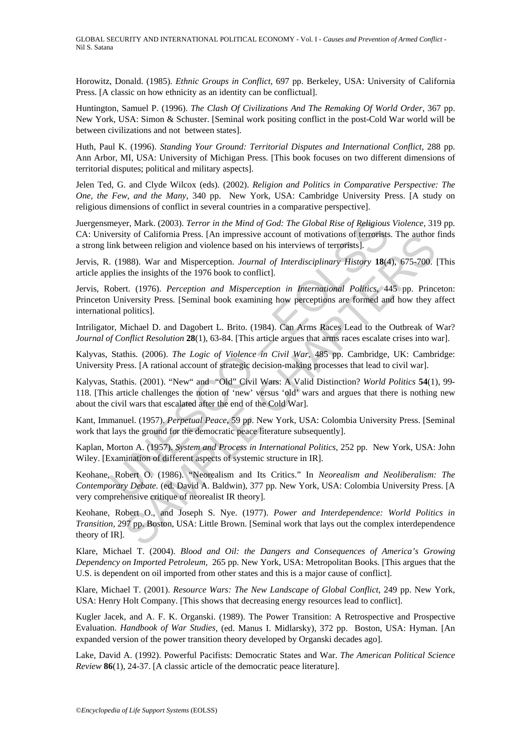Horowitz, Donald. (1985). *Ethnic Groups in Conflict*, 697 pp. Berkeley, USA: University of California Press. [A classic on how ethnicity as an identity can be conflictual].

Huntington, Samuel P. (1996). *The Clash Of Civilizations And The Remaking Of World Order*, 367 pp. New York, USA: Simon & Schuster. [Seminal work positing conflict in the post-Cold War world will be between civilizations and not between states].

Huth, Paul K. (1996). *Standing Your Ground: Territorial Disputes and International Conflict*, 288 pp. Ann Arbor, MI, USA: University of Michigan Press. [This book focuses on two different dimensions of territorial disputes; political and military aspects].

Jelen Ted, G. and Clyde Wilcox (eds). (2002). *Religion and Politics in Comparative Perspective: The One, the Few, and the Many*, 340 pp. New York, USA: Cambridge University Press. [A study on religious dimensions of conflict in several countries in a comparative perspective].

Juergensmeyer, Mark. (2003). *Terror in the Mind of God: The Global Rise of Religious Violence*, 319 pp. CA: University of California Press. [An impressive account of motivations of terrorists. The author finds a strong link between religion and violence based on his interviews of terrorists].

Jervis, R. (1988). War and Misperception. *Journal of Interdisciplinary History* **18**(4), 675-700. [This article applies the insights of the 1976 book to conflict].

Jervis, Robert. (1976). *Perception and Misperception in International Politics*, 445 pp. Princeton: Princeton University Press. [Seminal book examining how perceptions are formed and how they affect international politics].

Intriligator, Michael D. and Dagobert L. Brito. (1984). Can Arms Races Lead to the Outbreak of War? *Journal of Conflict Resolution* **28**(1), 63-84. [This article argues that arms races escalate crises into war].

Kalyvas, Stathis. (2006). *The Logic of Violence in Civil War*, 485 pp. Cambridge, UK: Cambridge: University Press. [A rational account of strategic decision-making processes that lead to civil war].

Kalyvas, Stathis. (2001). "New" and "Old" Civil Wars: A Valid Distinction? *World Politics* **54**(1), 99-118. [This article challenges the notion of 'new' versus 'old' wars and argues that there is nothing new about the civil wars that escalated after the end of the Cold War].

Kant, Immanuel. (1957). *Perpetual Peace*, 59 pp. New York, USA: Colombia University Press. [Seminal work that lays the ground for the democratic peace literature subsequently].

Kaplan, Morton A. (1957). *System and Process in International Politics*, 252 pp. New York, USA: John Wiley. [Examination of different aspects of systemic structure in IR].

Keohane, Robert O. (1986). "Neorealism and Its Critics." In *Neorealism and Neoliberalism: The Contemporary Debate.* (ed. David A. Baldwin), 377 pp. New York, USA: Colombia University Press. [A very comprehensive critique of neorealist IR theory].

Keohane, Robert O., and Joseph S. Nye. (1977). *Power and Interdependence: World Politics in Transition*, 297 pp. Boston, USA: Little Brown. [Seminal work that lays out the complex interdependence theory of IR].

Klare, Michael T. (2004). *Blood and Oil: the Dangers and Consequences of America's Growing Dependency on Imported Petroleum,* 265 pp. New York, USA: Metropolitan Books. [This argues that the U.S. is dependent on oil imported from other states and this is a major cause of conflict].

Klare, Michael T. (2001). *Resource Wars: The New Landscape of Global Conflict*, 249 pp. New York, USA: Henry Holt Company. [This shows that decreasing energy resources lead to conflict].

Kugler Jacek, and A. F. K. Organski. (1989). The Power Transition: A Retrospective and Prospective Evaluation. *Handbook of War Studies*, (ed. Manus I. Midlarsky), 372 pp. Boston, USA: Hyman. [An expanded version of the power transition theory developed by Organski decades ago].

Lake, David A. (1992). Powerful Pacifists: Democratic States and War. *The American Political Science Review* **86**(1), 24-37. [A classic article of the democratic peace literature].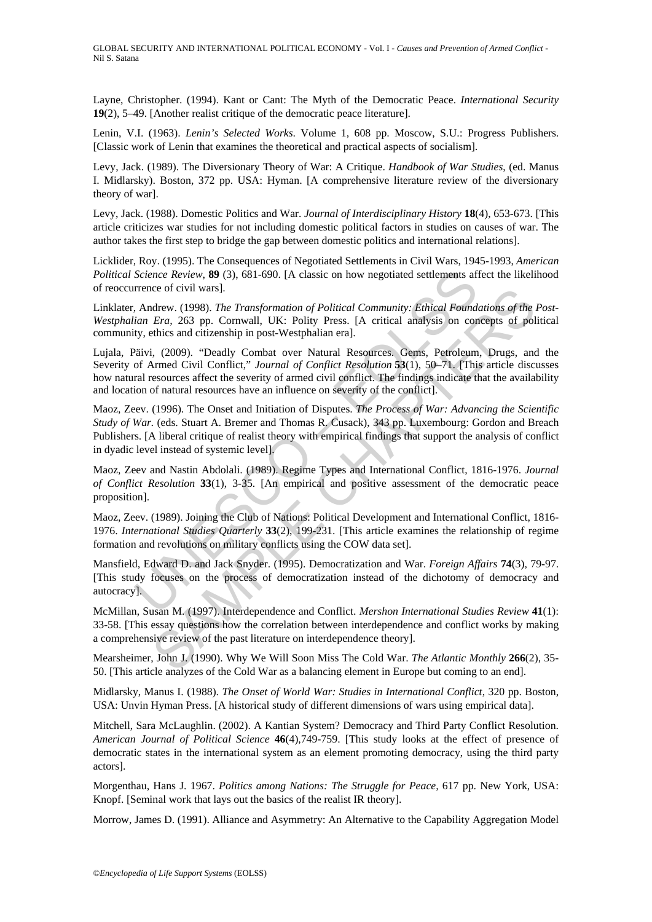Layne, Christopher. (1994). Kant or Cant: The Myth of the Democratic Peace. *International Security* **19**(2), 5–49. [Another realist critique of the democratic peace literature].

Lenin, V.I. (1963). *Lenin's Selected Works*. Volume 1, 608 pp. Moscow, S.U.: Progress Publishers. [Classic work of Lenin that examines the theoretical and practical aspects of socialism].

Levy, Jack. (1989). The Diversionary Theory of War: A Critique. *Handbook of War Studies*, (ed. Manus I. Midlarsky). Boston, 372 pp. USA: Hyman. [A comprehensive literature review of the diversionary theory of war].

Levy, Jack. (1988). Domestic Politics and War. *Journal of Interdisciplinary History* **18**(4), 653-673. [This article criticizes war studies for not including domestic political factors in studies on causes of war. The author takes the first step to bridge the gap between domestic politics and international relations].

Licklider, Roy. (1995). The Consequences of Negotiated Settlements in Civil Wars, 1945-1993, *American Political Science Review*, **89** (3), 681-690. [A classic on how negotiated settlements affect the likelihood of reoccurrence of civil wars].

Linklater, Andrew. (1998). *The Transformation of Political Community: Ethical Foundations of the Post-Westphalian Era*, 263 pp. Cornwall, UK: Polity Press. [A critical analysis on concepts of political community, ethics and citizenship in post-Westphalian era].

Lujala, Päivi, (2009). "Deadly Combat over Natural Resources. Gems, Petroleum, Drugs, and the Severity of Armed Civil Conflict," *Journal of Conflict Resolution* **53**(1), 50–71. [This article discusses how natural resources affect the severity of armed civil conflict. The findings indicate that the availability and location of natural resources have an influence on severity of the conflict].

Maoz, Zeev. (1996). The Onset and Initiation of Disputes. *The Process of War: Advancing the Scientific Study of War*. (eds. Stuart A. Bremer and Thomas R. Cusack), 343 pp. Luxembourg: Gordon and Breach Publishers. [A liberal critique of realist theory with empirical findings that support the analysis of conflict in dyadic level instead of systemic level].

Maoz, Zeev and Nastin Abdolali. (1989). Regime Types and International Conflict, 1816-1976. *Journal of Conflict Resolution* **33**(1), 3-35. [An empirical and positive assessment of the democratic peace proposition].

Maoz, Zeev. (1989). Joining the Club of Nations: Political Development and International Conflict, 1816-1976. *International Studies Quarterly* **33**(2), 199-231. [This article examines the relationship of regime formation and revolutions on military conflicts using the COW data set].

Mansfield, Edward D. and Jack Snyder. (1995). Democratization and War. *Foreign Affairs* **74**(3), 79-97. [This study focuses on the process of democratization instead of the dichotomy of democracy and autocracy].

McMillan, Susan M. (1997). Interdependence and Conflict. *Mershon International Studies Review* **41**(1): 33-58. [This essay questions how the correlation between interdependence and conflict works by making a comprehensive review of the past literature on interdependence theory].

Mearsheimer, John J. (1990). Why We Will Soon Miss The Cold War. *The Atlantic Monthly* **266**(2), 35-50. [This article analyzes of the Cold War as a balancing element in Europe but coming to an end].

Midlarsky, Manus I. (1988). *The Onset of World War: Studies in International Conflict*, 320 pp. Boston, USA: Unvin Hyman Press. [A historical study of different dimensions of wars using empirical data].

Mitchell, Sara McLaughlin. (2002). A Kantian System? Democracy and Third Party Conflict Resolution. *American Journal of Political Science* **46**(4),749-759. [This study looks at the effect of presence of democratic states in the international system as an element promoting democracy, using the third party actors].

Morgenthau, Hans J. 1967. *Politics among Nations: The Struggle for Peace*, 617 pp. New York, USA: Knopf. [Seminal work that lays out the basics of the realist IR theory].

Morrow, James D. (1991). Alliance and Asymmetry: An Alternative to the Capability Aggregation Model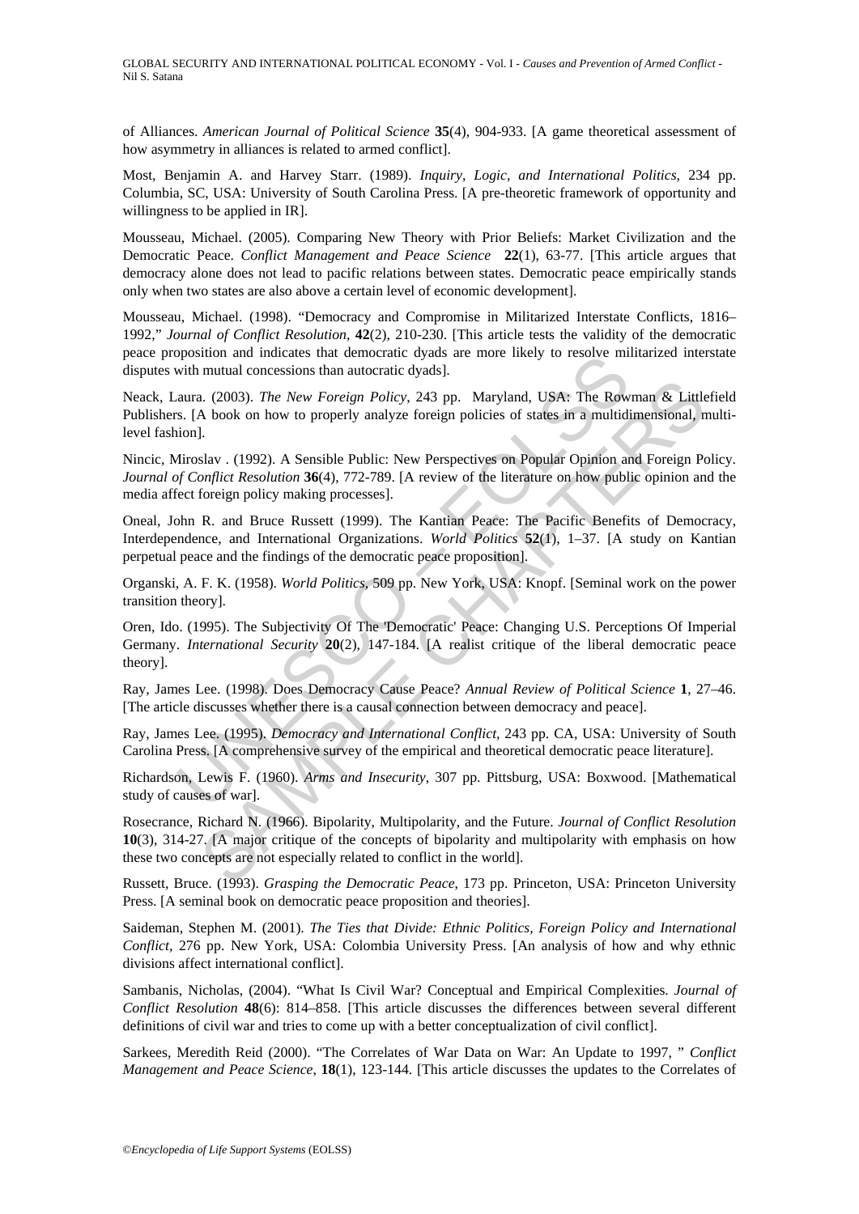of Alliances. *American Journal of Political Science* **35**(4), 904-933. [A game theoretical assessment of how asymmetry in alliances is related to armed conflict].

Most, Benjamin A. and Harvey Starr. (1989). *Inquiry, Logic, and International Politics,* 234 pp. Columbia, SC, USA: University of South Carolina Press. [A pre-theoretic framework of opportunity and willingness to be applied in IR].

Mousseau, Michael. (2005). Comparing New Theory with Prior Beliefs: Market Civilization and the Democratic Peace. *Conflict Management and Peace Science* **22**(1), 63-77. [This article argues that democracy alone does not lead to pacific relations between states. Democratic peace empirically stands only when two states are also above a certain level of economic development].

Mousseau, Michael. (1998). "Democracy and Compromise in Militarized Interstate Conflicts, 1816–1992," *Journal of Conflict Resolution*, **42**(2), 210-230. [This article tests the validity of the democratic peace proposition and indicates that democratic dyads are more likely to resolve militarized interstate disputes with mutual concessions than autocratic dyads].

Neack, Laura. (2003). *The New Foreign Policy*, 243 pp. Maryland, USA: The Rowman & Littlefield Publishers. [A book on how to properly analyze foreign policies of states in a multidimensional, multi-level fashion].

Nincic, Miroslav . (1992). A Sensible Public: New Perspectives on Popular Opinion and Foreign Policy. *Journal of Conflict Resolution* **36**(4), 772-789. [A review of the literature on how public opinion and the media affect foreign policy making processes].

Oneal, John R. and Bruce Russett (1999). The Kantian Peace: The Pacific Benefits of Democracy, Interdependence, and International Organizations. *World Politics* **52**(1), 1–37. [A study on Kantian perpetual peace and the findings of the democratic peace proposition].

Organski, A. F. K. (1958). *World Politics*, 509 pp. New York, USA: Knopf. [Seminal work on the power transition theory].

Oren, Ido. (1995). The Subjectivity Of The 'Democratic' Peace: Changing U.S. Perceptions Of Imperial Germany. *International Security* **20**(2), 147-184. [A realist critique of the liberal democratic peace theory].

Ray, James Lee. (1998). Does Democracy Cause Peace? *Annual Review of Political Science* **1**, 27–46. [The article discusses whether there is a causal connection between democracy and peace].

Ray, James Lee. (1995). *Democracy and International Conflict*, 243 pp. CA, USA: University of South Carolina Press. [A comprehensive survey of the empirical and theoretical democratic peace literature].

Richardson, Lewis F. (1960). *Arms and Insecurity*, 307 pp. Pittsburg, USA: Boxwood. [Mathematical study of causes of war].

Rosecrance, Richard N. (1966). Bipolarity, Multipolarity, and the Future. *Journal of Conflict Resolution* **10**(3), 314-27. [A major critique of the concepts of bipolarity and multipolarity with emphasis on how these two concepts are not especially related to conflict in the world].

Russett, Bruce. (1993). *Grasping the Democratic Peace*, 173 pp. Princeton, USA: Princeton University Press. [A seminal book on democratic peace proposition and theories].

Saideman, Stephen M. (2001). *The Ties that Divide: Ethnic Politics, Foreign Policy and International Conflict*, 276 pp. New York, USA: Colombia University Press. [An analysis of how and why ethnic divisions affect international conflict].

Sambanis, Nicholas, (2004). "What Is Civil War? Conceptual and Empirical Complexities. *Journal of Conflict Resolution* **48**(6): 814–858. [This article discusses the differences between several different definitions of civil war and tries to come up with a better conceptualization of civil conflict].

Sarkees, Meredith Reid (2000). "The Correlates of War Data on War: An Update to 1997, " *Conflict Management and Peace Science*, **18**(1), 123-144. [This article discusses the updates to the Correlates of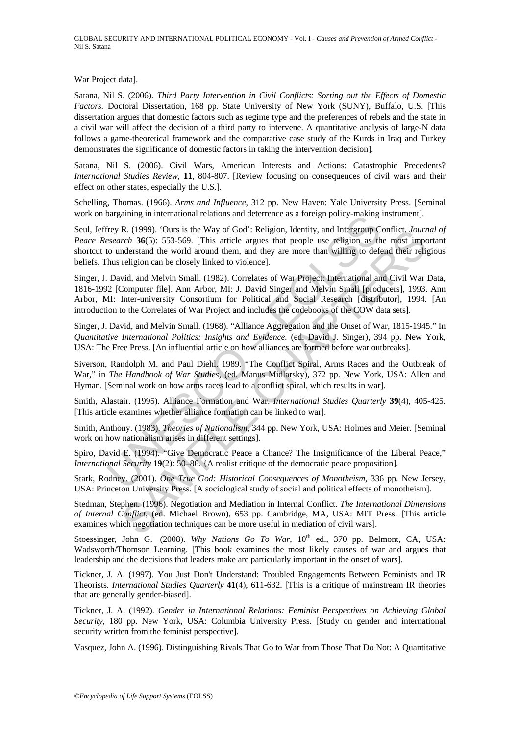War Project data].

Satana, Nil S. (2006). *Third Party Intervention in Civil Conflicts: Sorting out the Effects of Domestic Factors.* Doctoral Dissertation, 168 pp. State University of New York (SUNY), Buffalo, U.S. [This dissertation argues that domestic factors such as regime type and the preferences of rebels and the state in a civil war will affect the decision of a third party to intervene. A quantitative analysis of large-N data follows a game-theoretical framework and the comparative case study of the Kurds in Iraq and Turkey demonstrates the significance of domestic factors in taking the intervention decision].

Satana, Nil S. (2006). Civil Wars, American Interests and Actions: Catastrophic Precedents? *International Studies Review*, **11**, 804-807. [Review focusing on consequences of civil wars and their effect on other states, especially the U.S.].

Schelling, Thomas. (1966). *Arms and Influence*, 312 pp. New Haven: Yale University Press. [Seminal work on bargaining in international relations and deterrence as a foreign policy-making instrument].

Seul, Jeffrey R. (1999). 'Ours is the Way of God': Religion, Identity, and Intergroup Conflict. *Journal of Peace Research* **36**(5): 553-569. [This article argues that people use religion as the most important shortcut to understand the world around them, and they are more than willing to defend their religious beliefs. Thus religion can be closely linked to violence].

Singer, J. David, and Melvin Small. (1982). Correlates of War Project: International and Civil War Data, 1816-1992 [Computer file]. Ann Arbor, MI: J. David Singer and Melvin Small [producers], 1993. Ann Arbor, MI: Inter-university Consortium for Political and Social Research [distributor], 1994. [An introduction to the Correlates of War Project and includes the codebooks of the COW data sets].

Singer, J. David, and Melvin Small. (1968). "Alliance Aggregation and the Onset of War, 1815-1945." In *Quantitative International Politics: Insights and Evidence.* (ed. David J. Singer), 394 pp. New York, USA: The Free Press. [An influential article on how alliances are formed before war outbreaks].

Siverson, Randolph M. and Paul Diehl. 1989. "The Conflict Spiral, Arms Races and the Outbreak of War," in *The Handbook of War Studies*, (ed. Manus Midlarsky), 372 pp. New York, USA: Allen and Hyman. [Seminal work on how arms races lead to a conflict spiral, which results in war].

Smith, Alastair. (1995). Alliance Formation and War. *International Studies Quarterly* **39**(4), 405-425. [This article examines whether alliance formation can be linked to war].

Smith, Anthony. (1983). *Theories of Nationalism*, 344 pp. New York, USA: Holmes and Meier. [Seminal work on how nationalism arises in different settings].

Spiro, David E. (1994). "Give Democratic Peace a Chance? The Insignificance of the Liberal Peace," *International Security* **19**(2): 50–86. {A realist critique of the democratic peace proposition].

Stark, Rodney. (2001). *One True God: Historical Consequences of Monotheism*, 336 pp. New Jersey, USA: Princeton University Press. [A sociological study of social and political effects of monotheism].

Stedman, Stephen. (1996). Negotiation and Mediation in Internal Conflict. *The International Dimensions of Internal Conflict*, (ed. Michael Brown), 653 pp. Cambridge, MA, USA: MIT Press. [This article examines which negotiation techniques can be more useful in mediation of civil wars].

Stoessinger, John G. (2008). *Why Nations Go To War*, 10th ed., 370 pp. Belmont, CA, USA: Wadsworth/Thomson Learning. [This book examines the most likely causes of war and argues that leadership and the decisions that leaders make are particularly important in the onset of wars].

Tickner, J. A. (1997). You Just Don't Understand: Troubled Engagements Between Feminists and IR Theorists. *International Studies Quarterly* **41**(4), 611-632. [This is a critique of mainstream IR theories that are generally gender-biased].

Tickner, J. A. (1992). *Gender in International Relations: Feminist Perspectives on Achieving Global Security*, 180 pp. New York, USA: Columbia University Press. [Study on gender and international security written from the feminist perspective].

Vasquez, John A. (1996). Distinguishing Rivals That Go to War from Those That Do Not: A Quantitative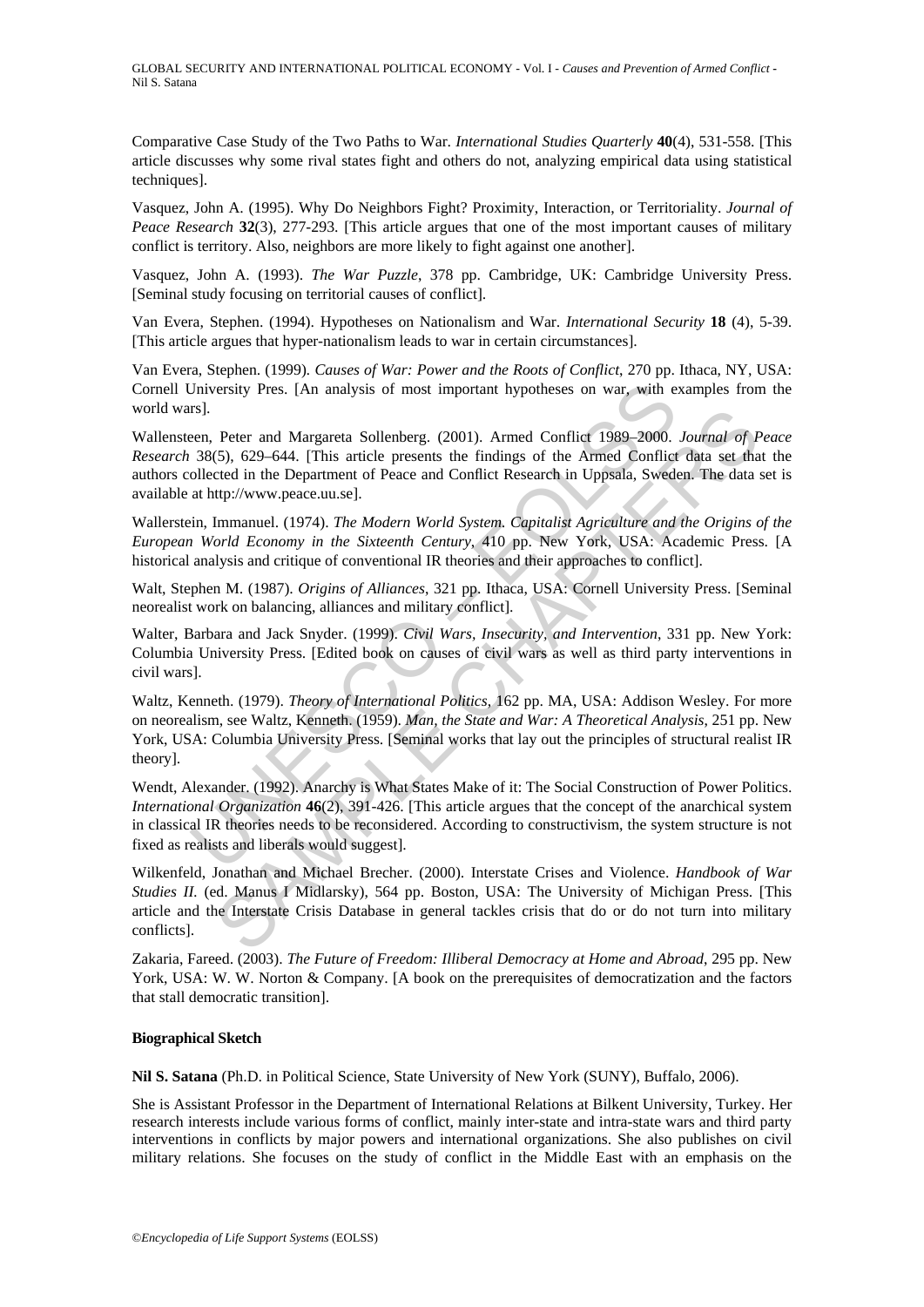Comparative Case Study of the Two Paths to War. *International Studies Quarterly* **40**(4), 531-558. [This article discusses why some rival states fight and others do not, analyzing empirical data using statistical techniques].

Vasquez, John A. (1995). Why Do Neighbors Fight? Proximity, Interaction, or Territoriality. *Journal of Peace Research* **32**(3), 277-293. [This article argues that one of the most important causes of military conflict is territory. Also, neighbors are more likely to fight against one another].

Vasquez, John A. (1993). *The War Puzzle*, 378 pp. Cambridge, UK: Cambridge University Press. [Seminal study focusing on territorial causes of conflict].

Van Evera, Stephen. (1994). Hypotheses on Nationalism and War. *International Security* **18** (4), 5-39. [This article argues that hyper-nationalism leads to war in certain circumstances].

Van Evera, Stephen. (1999). *Causes of War: Power and the Roots of Conflict*, 270 pp. Ithaca, NY, USA: Cornell University Pres. [An analysis of most important hypotheses on war, with examples from the world wars].

Wallensteen, Peter and Margareta Sollenberg. (2001). Armed Conflict 1989–2000. *Journal of Peace Research* 38(5), 629–644. [This article presents the findings of the Armed Conflict data set that the authors collected in the Department of Peace and Conflict Research in Uppsala, Sweden. The data set is available at http://www.peace.uu.se].

Wallerstein, Immanuel. (1974). *The Modern World System. Capitalist Agriculture and the Origins of the European World Economy in the Sixteenth Century*, 410 pp. New York, USA: Academic Press. [A historical analysis and critique of conventional IR theories and their approaches to conflict].

Walt, Stephen M. (1987). *Origins of Alliances*, 321 pp. Ithaca, USA: Cornell University Press. [Seminal neorealist work on balancing, alliances and military conflict].

Walter, Barbara and Jack Snyder. (1999). *Civil Wars, Insecurity, and Intervention*, 331 pp. New York: Columbia University Press. [Edited book on causes of civil wars as well as third party interventions in civil wars].

Waltz, Kenneth. (1979). *Theory of International Politics*, 162 pp. MA, USA: Addison Wesley. For more on neorealism, see Waltz, Kenneth. (1959). *Man, the State and War: A Theoretical Analysis*, 251 pp. New York, USA: Columbia University Press. [Seminal works that lay out the principles of structural realist IR theory].

Wendt, Alexander. (1992). Anarchy is What States Make of it: The Social Construction of Power Politics. *International Organization* **46**(2), 391-426. [This article argues that the concept of the anarchical system in classical IR theories needs to be reconsidered. According to constructivism, the system structure is not fixed as realists and liberals would suggest].

Wilkenfeld, Jonathan and Michael Brecher. (2000). Interstate Crises and Violence. *Handbook of War Studies II.* (ed. Manus I Midlarsky), 564 pp. Boston, USA: The University of Michigan Press. [This article and the Interstate Crisis Database in general tackles crisis that do or do not turn into military conflicts].

Zakaria, Fareed. (2003). *The Future of Freedom: Illiberal Democracy at Home and Abroad*, 295 pp. New York, USA: W. W. Norton & Company. [A book on the prerequisites of democratization and the factors that stall democratic transition].

**Biographical Sketch**

**Nil S. Satana** (Ph.D. in Political Science, State University of New York (SUNY), Buffalo, 2006).

She is Assistant Professor in the Department of International Relations at Bilkent University, Turkey. Her research interests include various forms of conflict, mainly inter-state and intra-state wars and third party interventions in conflicts by major powers and international organizations. She also publishes on civil military relations. She focuses on the study of conflict in the Middle East with an emphasis on the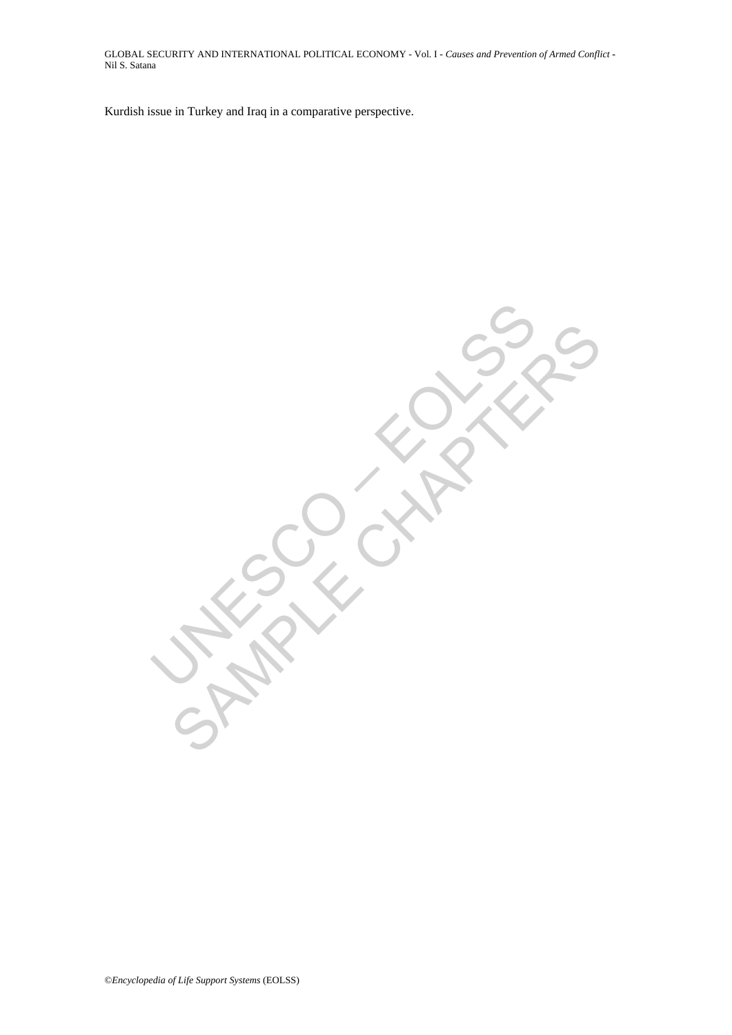Kurdish issue in Turkey and Iraq in a comparative perspective.